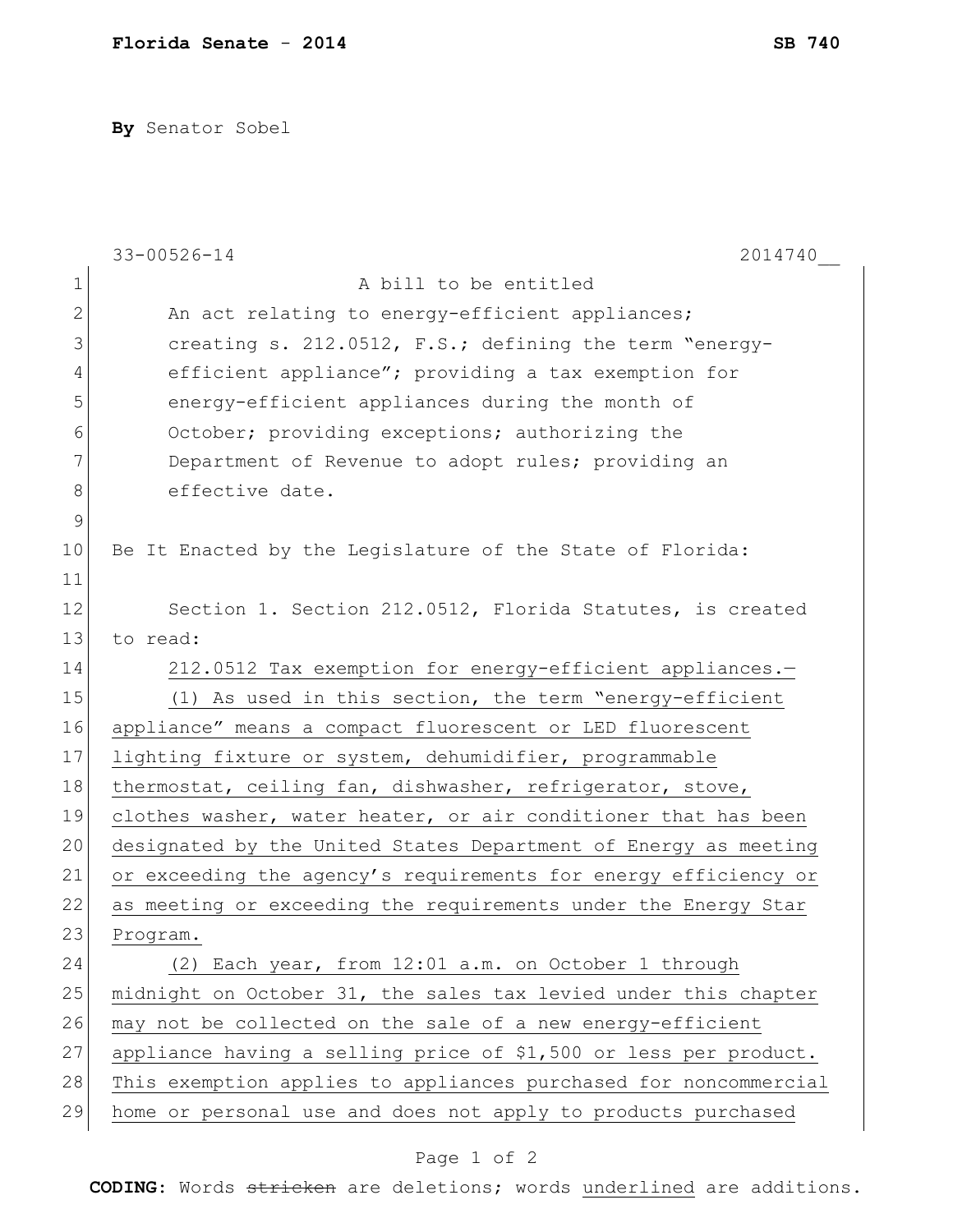By Senator Sobel

33-00526-14 2014740__

A bill to be entitled

An act relating to energy-efficient appliances; creating s. 212.0512, F.S.; defining the term "energy-efficient appliance"; providing a tax exemption for energy-efficient appliances during the month of October; providing exceptions; authorizing the Department of Revenue to adopt rules; providing an effective date.

Be It Enacted by the Legislature of the State of Florida:

Section 1. Section 212.0512, Florida Statutes, is created to read:

<u>212.0512 Tax exemption for energy-efficient appliances.—</u>

<u>(1) As used in this section, the term "energy-efficient appliance" means a compact fluorescent or LED fluorescent lighting fixture or system, dehumidifier, programmable thermostat, ceiling fan, dishwasher, refrigerator, stove, clothes washer, water heater, or air conditioner that has been designated by the United States Department of Energy as meeting or exceeding the agency's requirements for energy efficiency or as meeting or exceeding the requirements under the Energy Star Program.</u>

<u>(2) Each year, from 12:01 a.m. on October 1 through midnight on October 31, the sales tax levied under this chapter may not be collected on the sale of a new energy-efficient appliance having a selling price of $1,500 or less per product. This exemption applies to appliances purchased for noncommercial home or personal use and does not apply to products purchased</u>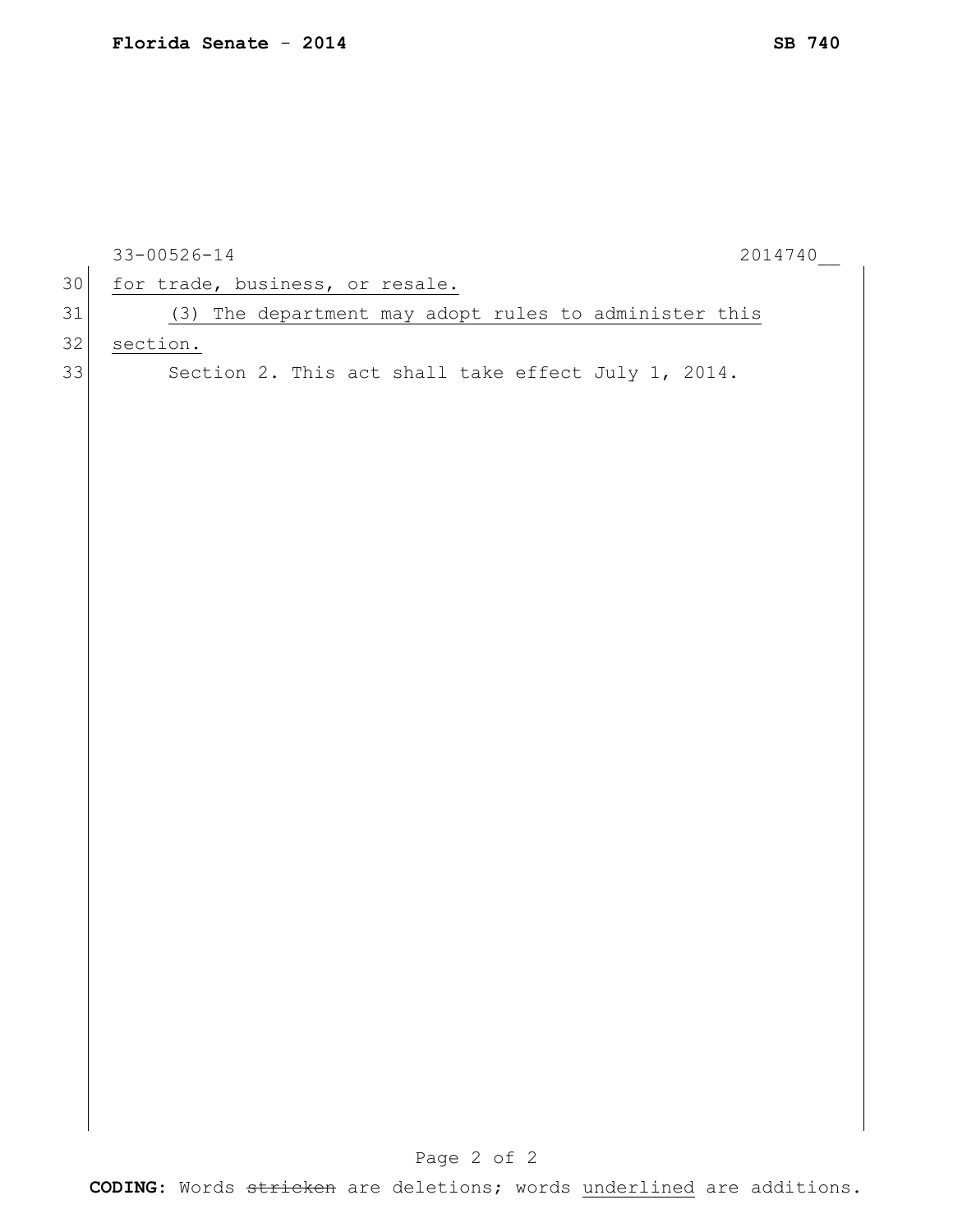30 for trade, business, or resale.

31 (3) The department may adopt rules to administer this

32 section.

33 Section 2. This act shall take effect July 1, 2014.

**CODING:** Words ~~stricken~~ are deletions; words underlined are additions.